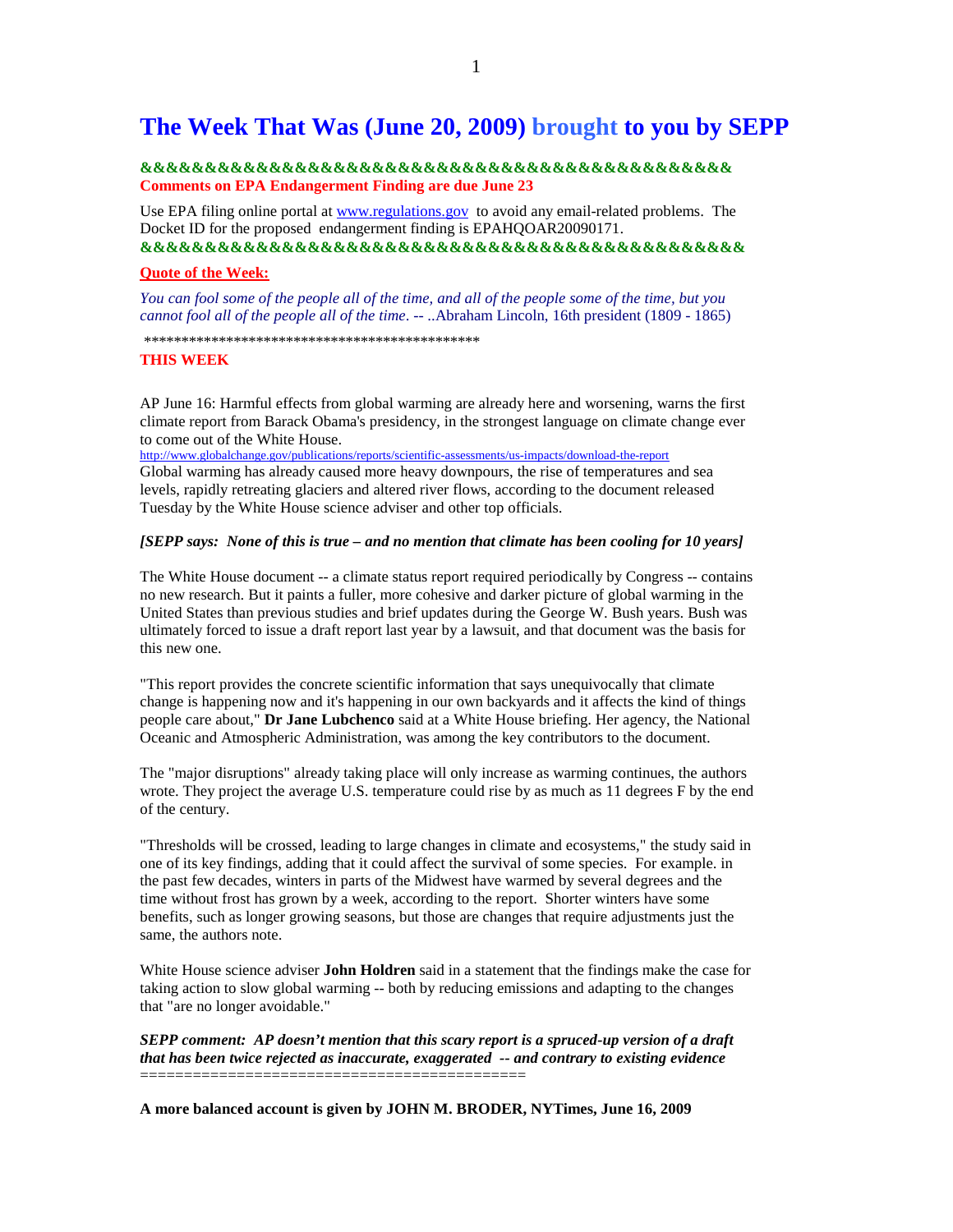# The Week That Was (June 20, 2009) brought to you by SEPP

**&&&&&&&&&&&&&&&&&&&&&&&&&&&&&&&&&&&&&&&&&&&&&&&&**
**Comments on EPA Endangerment Finding are due June 23**

Use EPA filing online portal at www.regulations.gov to avoid any email-related problems. The Docket ID for the proposed endangerment finding is EPAHQOAR20090171.
**&&&&&&&&&&&&&&&&&&&&&&&&&&&&&&&&&&&&&&&&&&&&&&&&&**

**Quote of the Week:**

*You can fool some of the people all of the time, and all of the people some of the time, but you cannot fool all of the people all of the time.* -- ..Abraham Lincoln, 16th president (1809 - 1865)

*******************************************************

**THIS WEEK**

AP June 16: Harmful effects from global warming are already here and worsening, warns the first climate report from Barack Obama's presidency, in the strongest language on climate change ever to come out of the White House.
http://www.globalchange.gov/publications/reports/scientific-assessments/us-impacts/download-the-report
Global warming has already caused more heavy downpours, the rise of temperatures and sea levels, rapidly retreating glaciers and altered river flows, according to the document released Tuesday by the White House science adviser and other top officials.

***[SEPP says: None of this is true – and no mention that climate has been cooling for 10 years]***

The White House document -- a climate status report required periodically by Congress -- contains no new research. But it paints a fuller, more cohesive and darker picture of global warming in the United States than previous studies and brief updates during the George W. Bush years. Bush was ultimately forced to issue a draft report last year by a lawsuit, and that document was the basis for this new one.

"This report provides the concrete scientific information that says unequivocally that climate change is happening now and it's happening in our own backyards and it affects the kind of things people care about," **Dr Jane Lubchenco** said at a White House briefing. Her agency, the National Oceanic and Atmospheric Administration, was among the key contributors to the document.

The "major disruptions" already taking place will only increase as warming continues, the authors wrote. They project the average U.S. temperature could rise by as much as 11 degrees F by the end of the century.

"Thresholds will be crossed, leading to large changes in climate and ecosystems," the study said in one of its key findings, adding that it could affect the survival of some species. For example. in the past few decades, winters in parts of the Midwest have warmed by several degrees and the time without frost has grown by a week, according to the report. Shorter winters have some benefits, such as longer growing seasons, but those are changes that require adjustments just the same, the authors note.

White House science adviser **John Holdren** said in a statement that the findings make the case for taking action to slow global warming -- both by reducing emissions and adapting to the changes that "are no longer avoidable."

***SEPP comment: AP doesn't mention that this scary report is a spruced-up version of a draft that has been twice rejected as inaccurate, exaggerated -- and contrary to existing evidence***
==========================================

**A more balanced account is given by JOHN M. BRODER, NYTimes, June 16, 2009**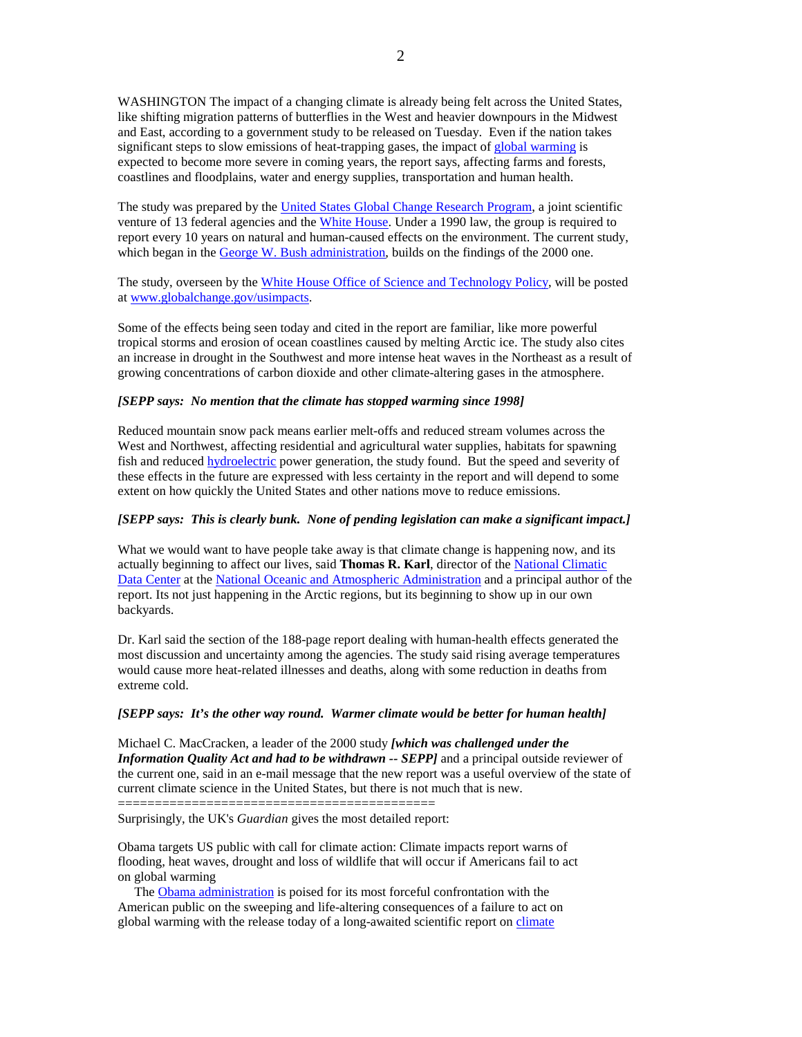WASHINGTON The impact of a changing climate is already being felt across the United States, like shifting migration patterns of butterflies in the West and heavier downpours in the Midwest and East, according to a government study to be released on Tuesday. Even if the nation takes significant steps to slow emissions of heat-trapping gases, the impact of global warming is expected to become more severe in coming years, the report says, affecting farms and forests, coastlines and floodplains, water and energy supplies, transportation and human health.

The study was prepared by the United States Global Change Research Program, a joint scientific venture of 13 federal agencies and the White House. Under a 1990 law, the group is required to report every 10 years on natural and human-caused effects on the environment. The current study, which began in the George W. Bush administration, builds on the findings of the 2000 one.

The study, overseen by the White House Office of Science and Technology Policy, will be posted at www.globalchange.gov/usimpacts.

Some of the effects being seen today and cited in the report are familiar, like more powerful tropical storms and erosion of ocean coastlines caused by melting Arctic ice. The study also cites an increase in drought in the Southwest and more intense heat waves in the Northeast as a result of growing concentrations of carbon dioxide and other climate-altering gases in the atmosphere.

***[SEPP says: No mention that the climate has stopped warming since 1998]***

Reduced mountain snow pack means earlier melt-offs and reduced stream volumes across the West and Northwest, affecting residential and agricultural water supplies, habitats for spawning fish and reduced hydroelectric power generation, the study found. But the speed and severity of these effects in the future are expressed with less certainty in the report and will depend to some extent on how quickly the United States and other nations move to reduce emissions.

***[SEPP says: This is clearly bunk. None of pending legislation can make a significant impact.]***

What we would want to have people take away is that climate change is happening now, and its actually beginning to affect our lives, said **Thomas R. Karl**, director of the National Climatic Data Center at the National Oceanic and Atmospheric Administration and a principal author of the report. Its not just happening in the Arctic regions, but its beginning to show up in our own backyards.

Dr. Karl said the section of the 188-page report dealing with human-health effects generated the most discussion and uncertainty among the agencies. The study said rising average temperatures would cause more heat-related illnesses and deaths, along with some reduction in deaths from extreme cold.

***[SEPP says: It's the other way round. Warmer climate would be better for human health]***

Michael C. MacCracken, a leader of the 2000 study ***[which was challenged under the Information Quality Act and had to be withdrawn -- SEPP]*** and a principal outside reviewer of the current one, said in an e-mail message that the new report was a useful overview of the state of current climate science in the United States, but there is not much that is new.

==========================================

Surprisingly, the UK's *Guardian* gives the most detailed report:

Obama targets US public with call for climate action: Climate impacts report warns of flooding, heat waves, drought and loss of wildlife that will occur if Americans fail to act on global warming

The Obama administration is poised for its most forceful confrontation with the American public on the sweeping and life-altering consequences of a failure to act on global warming with the release today of a long-awaited scientific report on climate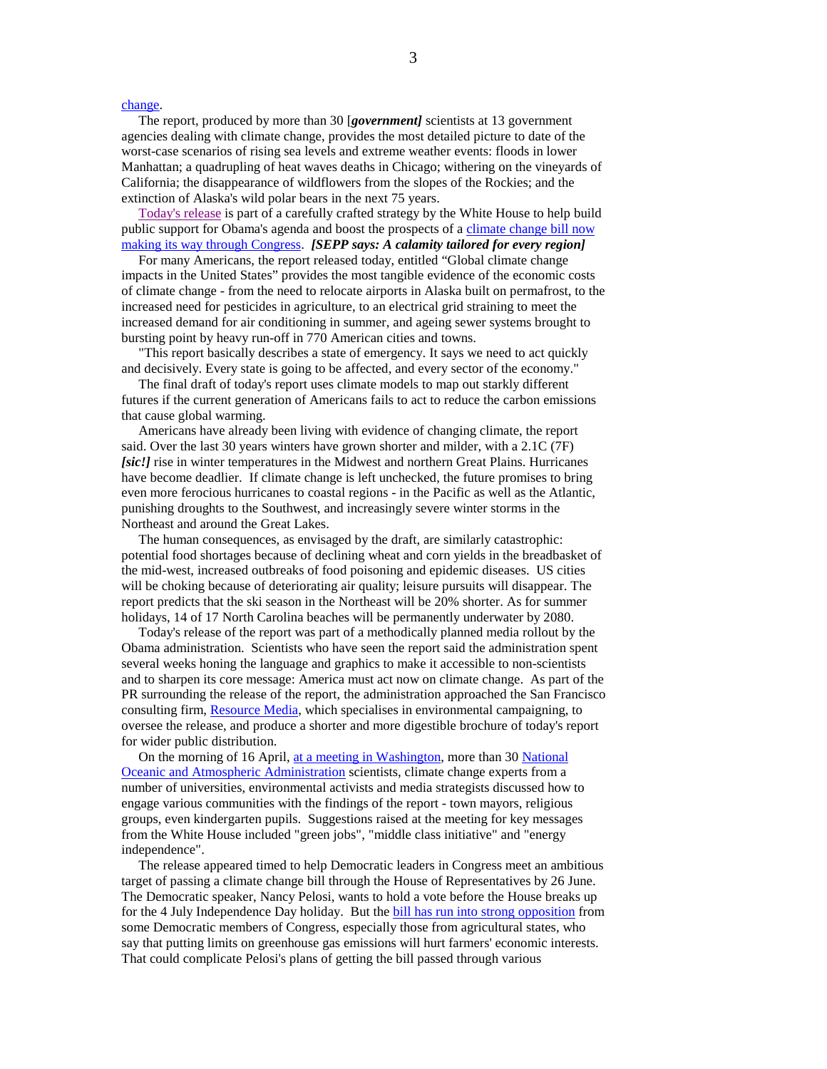change.

The report, produced by more than 30 [***government]*** scientists at 13 government agencies dealing with climate change, provides the most detailed picture to date of the worst-case scenarios of rising sea levels and extreme weather events: floods in lower Manhattan; a quadrupling of heat waves deaths in Chicago; withering on the vineyards of California; the disappearance of wildflowers from the slopes of the Rockies; and the extinction of Alaska's wild polar bears in the next 75 years.

Today's release is part of a carefully crafted strategy by the White House to help build public support for Obama's agenda and boost the prospects of a climate change bill now making its way through Congress. ***[SEPP says: A calamity tailored for every region]***

For many Americans, the report released today, entitled "Global climate change impacts in the United States" provides the most tangible evidence of the economic costs of climate change - from the need to relocate airports in Alaska built on permafrost, to the increased need for pesticides in agriculture, to an electrical grid straining to meet the increased demand for air conditioning in summer, and ageing sewer systems brought to bursting point by heavy run-off in 770 American cities and towns.

"This report basically describes a state of emergency. It says we need to act quickly and decisively. Every state is going to be affected, and every sector of the economy."

The final draft of today's report uses climate models to map out starkly different futures if the current generation of Americans fails to act to reduce the carbon emissions that cause global warming.

Americans have already been living with evidence of changing climate, the report said. Over the last 30 years winters have grown shorter and milder, with a 2.1C (7F) ***[sic!]*** rise in winter temperatures in the Midwest and northern Great Plains. Hurricanes have become deadlier. If climate change is left unchecked, the future promises to bring even more ferocious hurricanes to coastal regions - in the Pacific as well as the Atlantic, punishing droughts to the Southwest, and increasingly severe winter storms in the Northeast and around the Great Lakes.

The human consequences, as envisaged by the draft, are similarly catastrophic: potential food shortages because of declining wheat and corn yields in the breadbasket of the mid-west, increased outbreaks of food poisoning and epidemic diseases. US cities will be choking because of deteriorating air quality; leisure pursuits will disappear. The report predicts that the ski season in the Northeast will be 20% shorter. As for summer holidays, 14 of 17 North Carolina beaches will be permanently underwater by 2080.

Today's release of the report was part of a methodically planned media rollout by the Obama administration. Scientists who have seen the report said the administration spent several weeks honing the language and graphics to make it accessible to non-scientists and to sharpen its core message: America must act now on climate change. As part of the PR surrounding the release of the report, the administration approached the San Francisco consulting firm, Resource Media, which specialises in environmental campaigning, to oversee the release, and produce a shorter and more digestible brochure of today's report for wider public distribution.

On the morning of 16 April, at a meeting in Washington, more than 30 National Oceanic and Atmospheric Administration scientists, climate change experts from a number of universities, environmental activists and media strategists discussed how to engage various communities with the findings of the report - town mayors, religious groups, even kindergarten pupils. Suggestions raised at the meeting for key messages from the White House included "green jobs", "middle class initiative" and "energy independence".

The release appeared timed to help Democratic leaders in Congress meet an ambitious target of passing a climate change bill through the House of Representatives by 26 June. The Democratic speaker, Nancy Pelosi, wants to hold a vote before the House breaks up for the 4 July Independence Day holiday. But the bill has run into strong opposition from some Democratic members of Congress, especially those from agricultural states, who say that putting limits on greenhouse gas emissions will hurt farmers' economic interests. That could complicate Pelosi's plans of getting the bill passed through various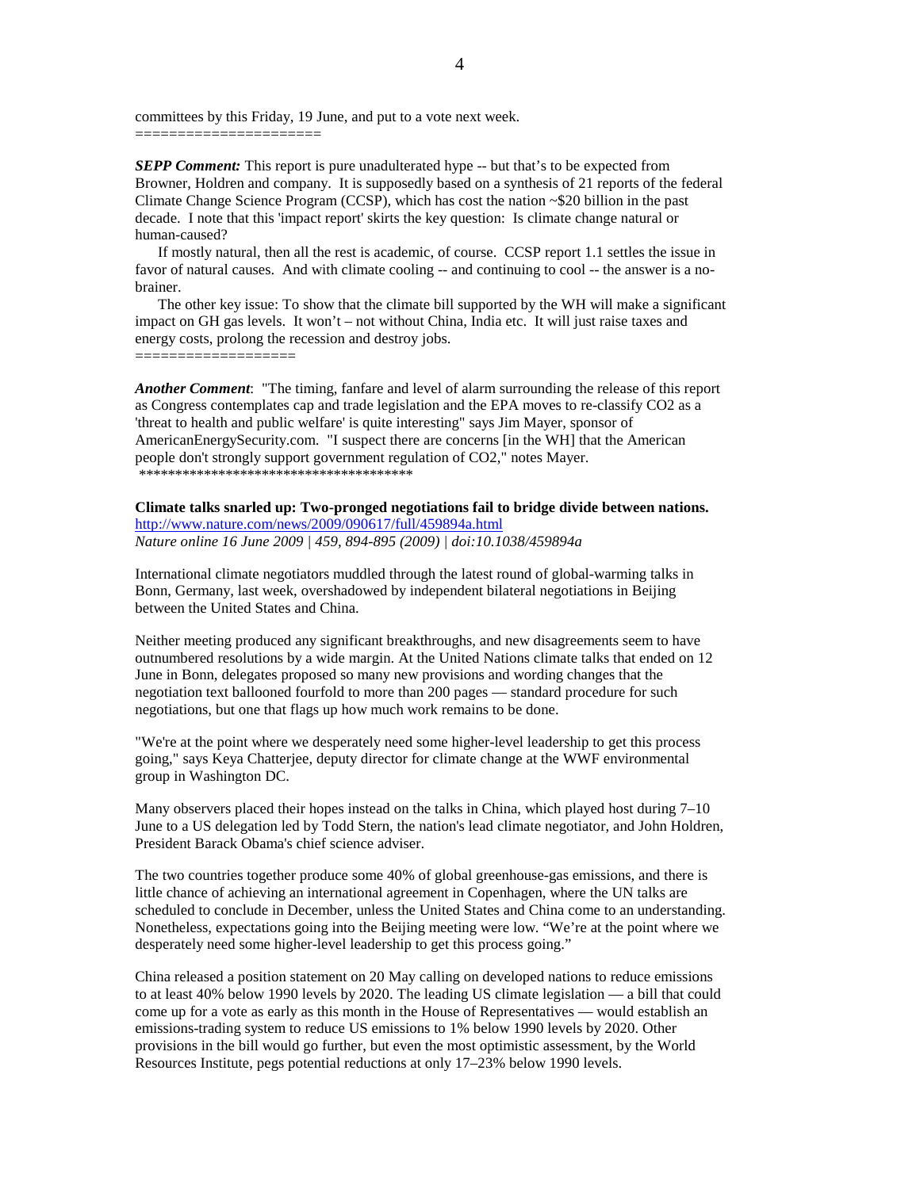committees by this Friday, 19 June, and put to a vote next week.

======================

***SEPP Comment:*** This report is pure unadulterated hype -- but that's to be expected from Browner, Holdren and company. It is supposedly based on a synthesis of 21 reports of the federal Climate Change Science Program (CCSP), which has cost the nation ~$20 billion in the past decade. I note that this 'impact report' skirts the key question: Is climate change natural or human-caused?

If mostly natural, then all the rest is academic, of course. CCSP report 1.1 settles the issue in favor of natural causes. And with climate cooling -- and continuing to cool -- the answer is a no-brainer.

The other key issue: To show that the climate bill supported by the WH will make a significant impact on GH gas levels. It won't – not without China, India etc. It will just raise taxes and energy costs, prolong the recession and destroy jobs.

===================

***Another Comment***: "The timing, fanfare and level of alarm surrounding the release of this report as Congress contemplates cap and trade legislation and the EPA moves to re-classify $CO_2$ as a 'threat to health and public welfare' is quite interesting" says Jim Mayer, sponsor of AmericanEnergySecurity.com. "I suspect there are concerns [in the WH] that the American people don't strongly support government regulation of $CO_2$," notes Mayer.

***************************************

**Climate talks snarled up: Two-pronged negotiations fail to bridge divide between nations.**
http://www.nature.com/news/2009/090617/full/459894a.html
*Nature online 16 June 2009 | 459, 894-895 (2009) | doi:10.1038/459894a*

International climate negotiators muddled through the latest round of global-warming talks in Bonn, Germany, last week, overshadowed by independent bilateral negotiations in Beijing between the United States and China.

Neither meeting produced any significant breakthroughs, and new disagreements seem to have outnumbered resolutions by a wide margin. At the United Nations climate talks that ended on 12 June in Bonn, delegates proposed so many new provisions and wording changes that the negotiation text ballooned fourfold to more than 200 pages — standard procedure for such negotiations, but one that flags up how much work remains to be done.

"We're at the point where we desperately need some higher-level leadership to get this process going," says Keya Chatterjee, deputy director for climate change at the WWF environmental group in Washington DC.

Many observers placed their hopes instead on the talks in China, which played host during 7–10 June to a US delegation led by Todd Stern, the nation's lead climate negotiator, and John Holdren, President Barack Obama's chief science adviser.

The two countries together produce some 40% of global greenhouse-gas emissions, and there is little chance of achieving an international agreement in Copenhagen, where the UN talks are scheduled to conclude in December, unless the United States and China come to an understanding. Nonetheless, expectations going into the Beijing meeting were low. "We're at the point where we desperately need some higher-level leadership to get this process going."

China released a position statement on 20 May calling on developed nations to reduce emissions to at least 40% below 1990 levels by 2020. The leading US climate legislation — a bill that could come up for a vote as early as this month in the House of Representatives — would establish an emissions-trading system to reduce US emissions to 1% below 1990 levels by 2020. Other provisions in the bill would go further, but even the most optimistic assessment, by the World Resources Institute, pegs potential reductions at only 17–23% below 1990 levels.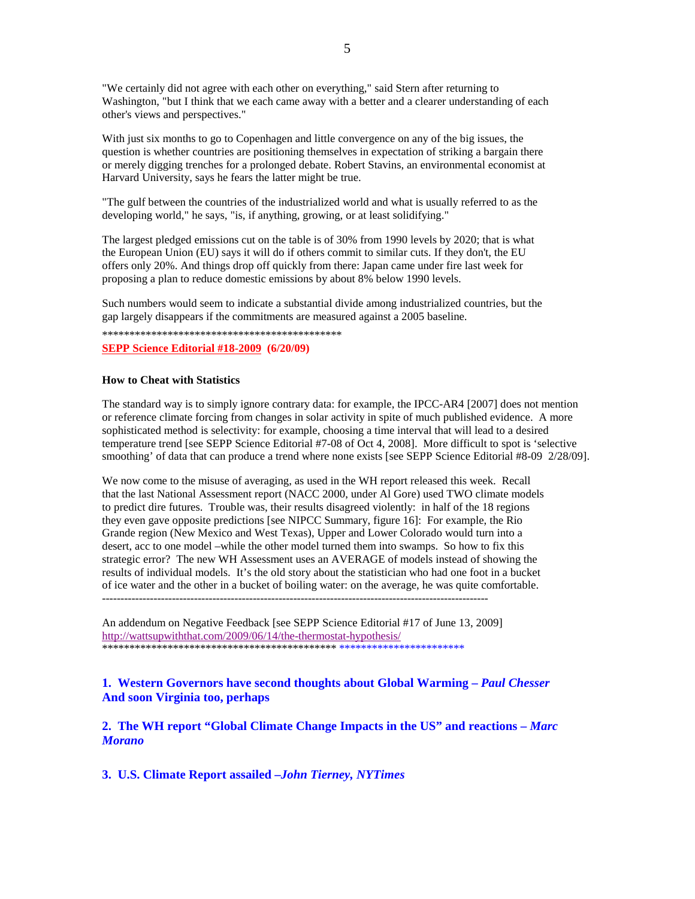"We certainly did not agree with each other on everything," said Stern after returning to Washington, "but I think that we each came away with a better and a clearer understanding of each other's views and perspectives."

With just six months to go to Copenhagen and little convergence on any of the big issues, the question is whether countries are positioning themselves in expectation of striking a bargain there or merely digging trenches for a prolonged debate. Robert Stavins, an environmental economist at Harvard University, says he fears the latter might be true.

"The gulf between the countries of the industrialized world and what is usually referred to as the developing world," he says, "is, if anything, growing, or at least solidifying."

The largest pledged emissions cut on the table is of 30% from 1990 levels by 2020; that is what the European Union (EU) says it will do if others commit to similar cuts. If they don't, the EU offers only 20%. And things drop off quickly from there: Japan came under fire last week for proposing a plan to reduce domestic emissions by about 8% below 1990 levels.

Such numbers would seem to indicate a substantial divide among industrialized countries, but the gap largely disappears if the commitments are measured against a 2005 baseline.

*******************************************

**SEPP Science Editorial #18-2009 (6/20/09)**

**How to Cheat with Statistics**

The standard way is to simply ignore contrary data: for example, the IPCC-AR4 [2007] does not mention or reference climate forcing from changes in solar activity in spite of much published evidence. A more sophisticated method is selectivity: for example, choosing a time interval that will lead to a desired temperature trend [see SEPP Science Editorial #7-08 of Oct 4, 2008]. More difficult to spot is 'selective smoothing' of data that can produce a trend where none exists [see SEPP Science Editorial #8-09 2/28/09].

We now come to the misuse of averaging, as used in the WH report released this week. Recall that the last National Assessment report (NACC 2000, under Al Gore) used TWO climate models to predict dire futures. Trouble was, their results disagreed violently: in half of the 18 regions they even gave opposite predictions [see NIPCC Summary, figure 16]: For example, the Rio Grande region (New Mexico and West Texas), Upper and Lower Colorado would turn into a desert, acc to one model –while the other model turned them into swamps. So how to fix this strategic error? The new WH Assessment uses an AVERAGE of models instead of showing the results of individual models. It's the old story about the statistician who had one foot in a bucket of ice water and the other in a bucket of boiling water: on the average, he was quite comfortable.

---

An addendum on Negative Feedback [see SEPP Science Editorial #17 of June 13, 2009]
http://wattsupwiththat.com/2009/06/14/the-thermostat-hypothesis/

******************************************* ***********************

**1. Western Governors have second thoughts about Global Warming – *Paul Chesser***
**And soon Virginia too, perhaps**

**2. The WH report "Global Climate Change Impacts in the US" and reactions – *Marc Morano***

**3. U.S. Climate Report assailed –*John Tierney, NYTimes***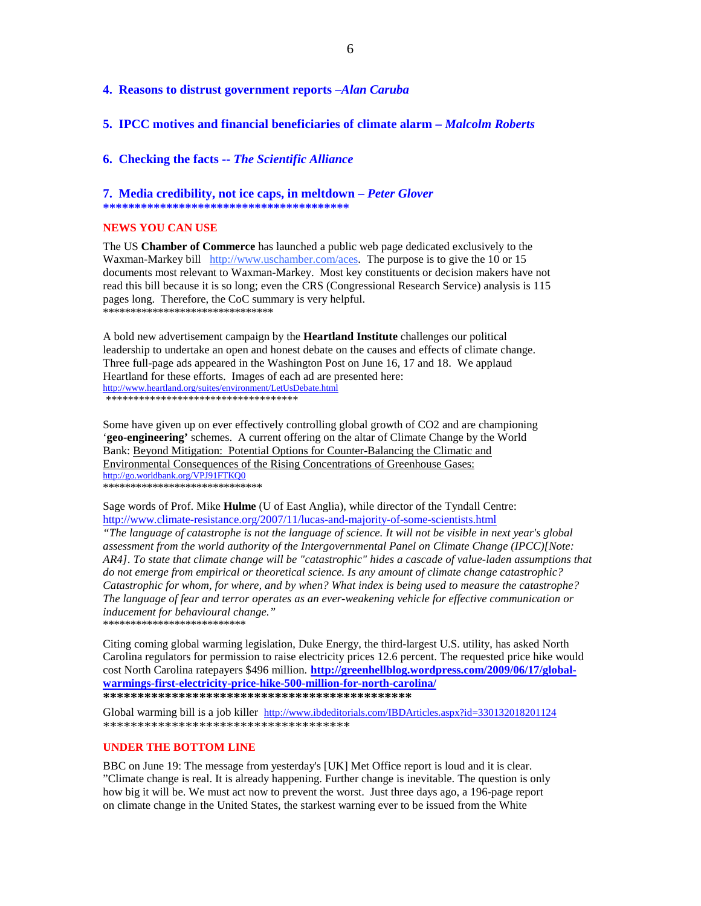**4. Reasons to distrust government reports –*Alan Caruba***

**5. IPCC motives and financial beneficiaries of climate alarm – *Malcolm Roberts***

**6. Checking the facts -- *The Scientific Alliance***

**7. Media credibility, not ice caps, in meltdown – *Peter Glover***
**\*\*\*\*\*\*\*\*\*\*\*\*\*\*\*\*\*\*\*\*\*\*\*\*\*\*\*\*\*\*\*\*\*\*\*\*\*\*\*\*\***

**NEWS YOU CAN USE**

The US **Chamber of Commerce** has launched a public web page dedicated exclusively to the Waxman-Markey bill http://www.uschamber.com/aces. The purpose is to give the 10 or 15 documents most relevant to Waxman-Markey. Most key constituents or decision makers have not read this bill because it is so long; even the CRS (Congressional Research Service) analysis is 115 pages long. Therefore, the CoC summary is very helpful.
\*\*\*\*\*\*\*\*\*\*\*\*\*\*\*\*\*\*\*\*\*\*\*\*\*\*\*\*\*\*\*

A bold new advertisement campaign by the **Heartland Institute** challenges our political leadership to undertake an open and honest debate on the causes and effects of climate change. Three full-page ads appeared in the Washington Post on June 16, 17 and 18. We applaud Heartland for these efforts. Images of each ad are presented here:
http://www.heartland.org/suites/environment/LetUsDebate.html
\*\*\*\*\*\*\*\*\*\*\*\*\*\*\*\*\*\*\*\*\*\*\*\*\*\*\*\*\*\*\*\*\*\*\*\*

Some have given up on ever effectively controlling global growth of $CO_2$ and are championing '**geo-engineering'** schemes. A current offering on the altar of Climate Change by the World Bank: Beyond Mitigation: Potential Options for Counter-Balancing the Climatic and Environmental Consequences of the Rising Concentrations of Greenhouse Gases:
http://go.worldbank.org/VPJ91FTKQ0
\*\*\*\*\*\*\*\*\*\*\*\*\*\*\*\*\*\*\*\*\*\*\*\*\*\*\*\*\*

Sage words of Prof. Mike **Hulme** (U of East Anglia), while director of the Tyndall Centre:
http://www.climate-resistance.org/2007/11/lucas-and-majority-of-some-scientists.html
*"The language of catastrophe is not the language of science. It will not be visible in next year's global assessment from the world authority of the Intergovernmental Panel on Climate Change (IPCC)[Note: AR4]. To state that climate change will be "catastrophic" hides a cascade of value-laden assumptions that do not emerge from empirical or theoretical science. Is any amount of climate change catastrophic? Catastrophic for whom, for where, and by when? What index is being used to measure the catastrophe? The language of fear and terror operates as an ever-weakening vehicle for effective communication or inducement for behavioural change."*
\*\*\*\*\*\*\*\*\*\*\*\*\*\*\*\*\*\*\*\*\*\*\*\*\*\*

Citing coming global warming legislation, Duke Energy, the third-largest U.S. utility, has asked North Carolina regulators for permission to raise electricity prices 12.6 percent. The requested price hike would cost North Carolina ratepayers $496 million. **http://greenhellblog.wordpress.com/2009/06/17/global-warmings-first-electricity-price-hike-500-million-for-north-carolina/**
**\*\*\*\*\*\*\*\*\*\*\*\*\*\*\*\*\*\*\*\*\*\*\*\*\*\*\*\*\*\*\*\*\*\*\*\*\*\*\*\*\*\*\*\*\*\*\***

Global warming bill is a job killer http://www.ibdeditorials.com/IBDArticles.aspx?id=330132018201124
\*\*\*\*\*\*\*\*\*\*\*\*\*\*\*\*\*\*\*\*\*\*\*\*\*\*\*\*\*\*\*\*\*\*\*\*\*\*\*

**UNDER THE BOTTOM LINE**

BBC on June 19: The message from yesterday's [UK] Met Office report is loud and it is clear. "Climate change is real. It is already happening. Further change is inevitable. The question is only how big it will be. We must act now to prevent the worst. Just three days ago, a 196-page report on climate change in the United States, the starkest warning ever to be issued from the White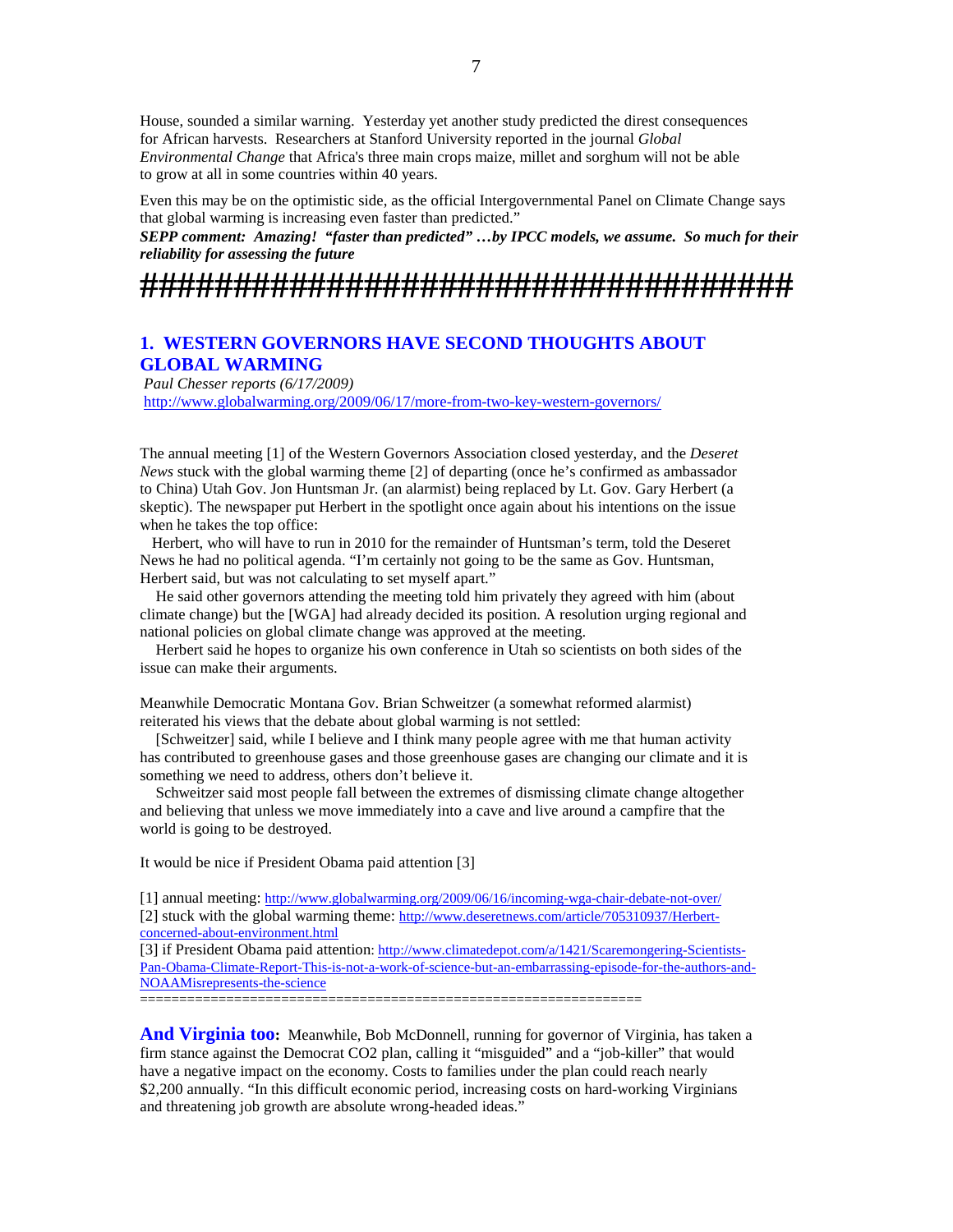House, sounded a similar warning. Yesterday yet another study predicted the direst consequences for African harvests. Researchers at Stanford University reported in the journal *Global Environmental Change* that Africa's three main crops maize, millet and sorghum will not be able to grow at all in some countries within 40 years.

Even this may be on the optimistic side, as the official Intergovernmental Panel on Climate Change says that global warming is increasing even faster than predicted."

***SEPP comment: Amazing! "faster than predicted" …by IPCC models, we assume. So much for their reliability for assessing the future***

**######################################**

## 1. WESTERN GOVERNORS HAVE SECOND THOUGHTS ABOUT GLOBAL WARMING

*Paul Chesser reports (6/17/2009)*

http://www.globalwarming.org/2009/06/17/more-from-two-key-western-governors/

The annual meeting [1] of the Western Governors Association closed yesterday, and the *Deseret News* stuck with the global warming theme [2] of departing (once he's confirmed as ambassador to China) Utah Gov. Jon Huntsman Jr. (an alarmist) being replaced by Lt. Gov. Gary Herbert (a skeptic). The newspaper put Herbert in the spotlight once again about his intentions on the issue when he takes the top office:

Herbert, who will have to run in 2010 for the remainder of Huntsman's term, told the Deseret News he had no political agenda. "I'm certainly not going to be the same as Gov. Huntsman, Herbert said, but was not calculating to set myself apart."

He said other governors attending the meeting told him privately they agreed with him (about climate change) but the [WGA] had already decided its position. A resolution urging regional and national policies on global climate change was approved at the meeting.

Herbert said he hopes to organize his own conference in Utah so scientists on both sides of the issue can make their arguments.

Meanwhile Democratic Montana Gov. Brian Schweitzer (a somewhat reformed alarmist) reiterated his views that the debate about global warming is not settled:

[Schweitzer] said, while I believe and I think many people agree with me that human activity has contributed to greenhouse gases and those greenhouse gases are changing our climate and it is something we need to address, others don't believe it.

Schweitzer said most people fall between the extremes of dismissing climate change altogether and believing that unless we move immediately into a cave and live around a campfire that the world is going to be destroyed.

It would be nice if President Obama paid attention [3]

[1] annual meeting: http://www.globalwarming.org/2009/06/16/incoming-wga-chair-debate-not-over/
[2] stuck with the global warming theme: http://www.deseretnews.com/article/705310937/Herbert-concerned-about-environment.html
[3] if President Obama paid attention: http://www.climatedepot.com/a/1421/Scaremongering-Scientists-Pan-Obama-Climate-Report-This-is-not-a-work-of-science-but-an-embarrassing-episode-for-the-authors-and-NOAAMisrepresents-the-science

==============================================================

**And Virginia too:** Meanwhile, Bob McDonnell, running for governor of Virginia, has taken a firm stance against the Democrat $CO_2$ plan, calling it "misguided" and a "job-killer" that would have a negative impact on the economy. Costs to families under the plan could reach nearly $2,200 annually. "In this difficult economic period, increasing costs on hard-working Virginians and threatening job growth are absolute wrong-headed ideas."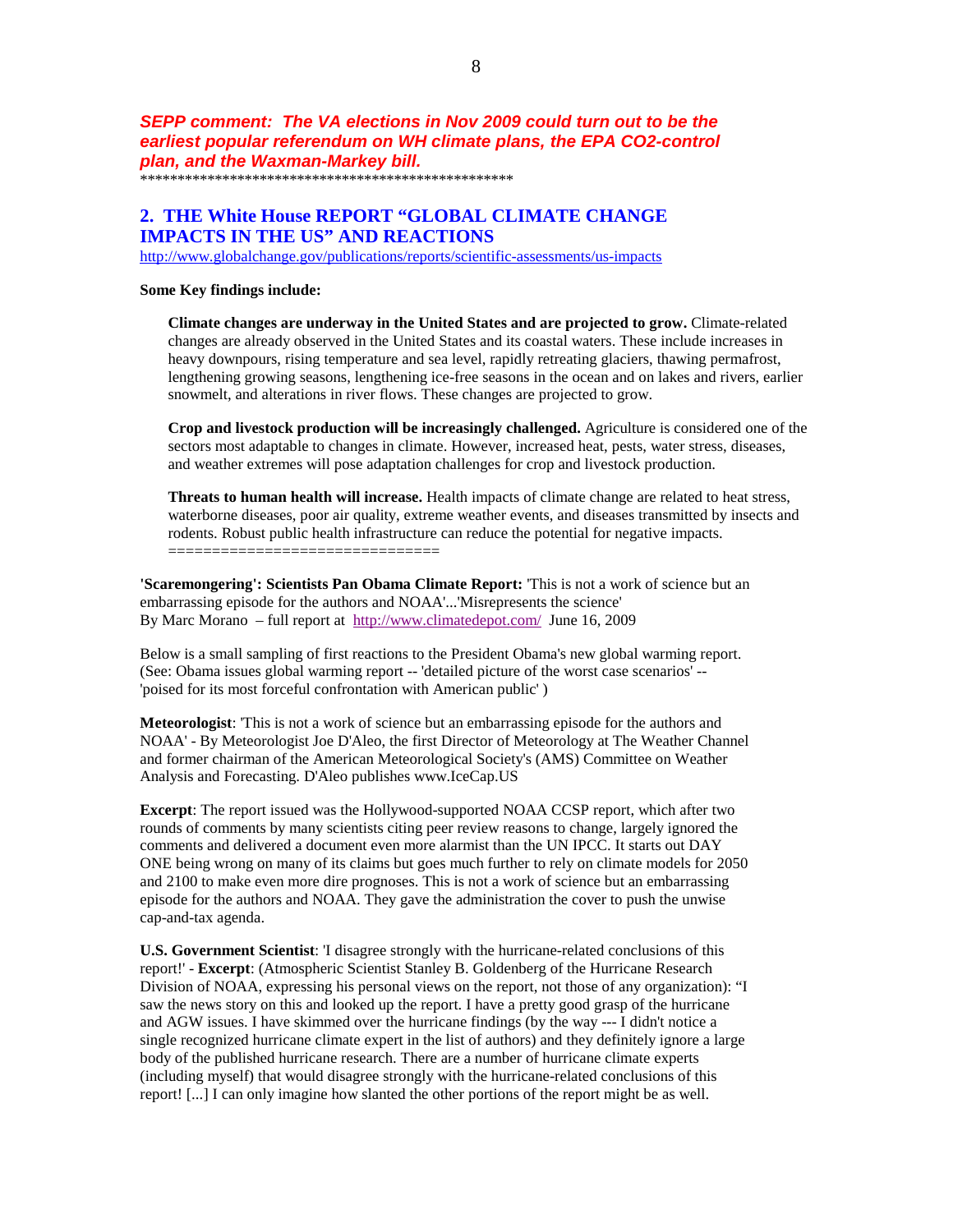***SEPP comment: The VA elections in Nov 2009 could turn out to be the earliest popular referendum on WH climate plans, the EPA CO2-control plan, and the Waxman-Markey bill.***

**************************************************

## 2. THE White House REPORT "GLOBAL CLIMATE CHANGE IMPACTS IN THE US" AND REACTIONS

http://www.globalchange.gov/publications/reports/scientific-assessments/us-impacts

**Some Key findings include:**

> **Climate changes are underway in the United States and are projected to grow.** Climate-related changes are already observed in the United States and its coastal waters. These include increases in heavy downpours, rising temperature and sea level, rapidly retreating glaciers, thawing permafrost, lengthening growing seasons, lengthening ice-free seasons in the ocean and on lakes and rivers, earlier snowmelt, and alterations in river flows. These changes are projected to grow.
>
> **Crop and livestock production will be increasingly challenged.** Agriculture is considered one of the sectors most adaptable to changes in climate. However, increased heat, pests, water stress, diseases, and weather extremes will pose adaptation challenges for crop and livestock production.
>
> **Threats to human health will increase.** Health impacts of climate change are related to heat stress, waterborne diseases, poor air quality, extreme weather events, and diseases transmitted by insects and rodents. Robust public health infrastructure can reduce the potential for negative impacts.
> ==============================

**'Scaremongering': Scientists Pan Obama Climate Report:** 'This is not a work of science but an embarrassing episode for the authors and NOAA'...'Misrepresents the science'
By Marc Morano – full report at http://www.climatedepot.com/ June 16, 2009

Below is a small sampling of first reactions to the President Obama's new global warming report. (See: Obama issues global warming report -- 'detailed picture of the worst case scenarios' -- 'poised for its most forceful confrontation with American public' )

**Meteorologist**: 'This is not a work of science but an embarrassing episode for the authors and NOAA' - By Meteorologist Joe D'Aleo, the first Director of Meteorology at The Weather Channel and former chairman of the American Meteorological Society's (AMS) Committee on Weather Analysis and Forecasting. D'Aleo publishes www.IceCap.US

**Excerpt**: The report issued was the Hollywood-supported NOAA CCSP report, which after two rounds of comments by many scientists citing peer review reasons to change, largely ignored the comments and delivered a document even more alarmist than the UN IPCC. It starts out DAY ONE being wrong on many of its claims but goes much further to rely on climate models for 2050 and 2100 to make even more dire prognoses. This is not a work of science but an embarrassing episode for the authors and NOAA. They gave the administration the cover to push the unwise cap-and-tax agenda.

**U.S. Government Scientist**: 'I disagree strongly with the hurricane-related conclusions of this report!' - **Excerpt**: (Atmospheric Scientist Stanley B. Goldenberg of the Hurricane Research Division of NOAA, expressing his personal views on the report, not those of any organization): "I saw the news story on this and looked up the report. I have a pretty good grasp of the hurricane and AGW issues. I have skimmed over the hurricane findings (by the way --- I didn't notice a single recognized hurricane climate expert in the list of authors) and they definitely ignore a large body of the published hurricane research. There are a number of hurricane climate experts (including myself) that would disagree strongly with the hurricane-related conclusions of this report! [...] I can only imagine how slanted the other portions of the report might be as well.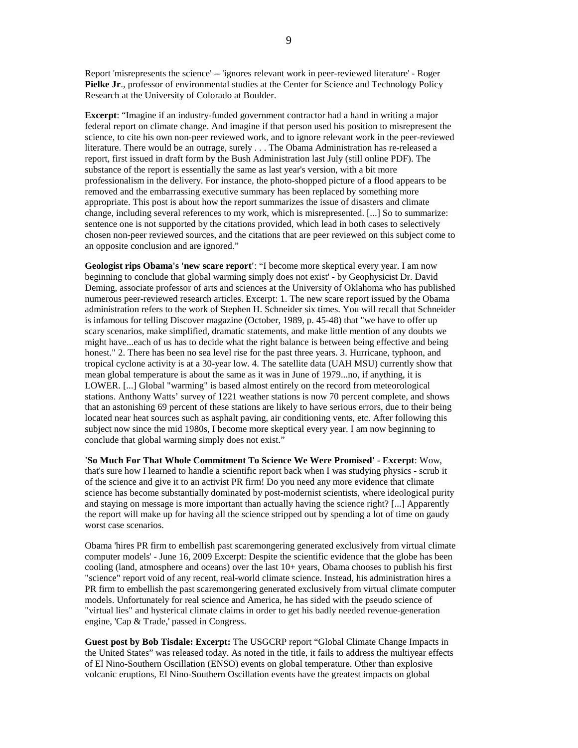Report 'misrepresents the science' -- 'ignores relevant work in peer-reviewed literature' - Roger **Pielke Jr**., professor of environmental studies at the Center for Science and Technology Policy Research at the University of Colorado at Boulder.

**Excerpt**: "Imagine if an industry-funded government contractor had a hand in writing a major federal report on climate change. And imagine if that person used his position to misrepresent the science, to cite his own non-peer reviewed work, and to ignore relevant work in the peer-reviewed literature. There would be an outrage, surely . . . The Obama Administration has re-released a report, first issued in draft form by the Bush Administration last July (still online PDF). The substance of the report is essentially the same as last year's version, with a bit more professionalism in the delivery. For instance, the photo-shopped picture of a flood appears to be removed and the embarrassing executive summary has been replaced by something more appropriate. This post is about how the report summarizes the issue of disasters and climate change, including several references to my work, which is misrepresented. [...] So to summarize: sentence one is not supported by the citations provided, which lead in both cases to selectively chosen non-peer reviewed sources, and the citations that are peer reviewed on this subject come to an opposite conclusion and are ignored."

**Geologist rips Obama's 'new scare report'**: "I become more skeptical every year. I am now beginning to conclude that global warming simply does not exist' - by Geophysicist Dr. David Deming, associate professor of arts and sciences at the University of Oklahoma who has published numerous peer-reviewed research articles. Excerpt: 1. The new scare report issued by the Obama administration refers to the work of Stephen H. Schneider six times. You will recall that Schneider is infamous for telling Discover magazine (October, 1989, p. 45-48) that "we have to offer up scary scenarios, make simplified, dramatic statements, and make little mention of any doubts we might have...each of us has to decide what the right balance is between being effective and being honest." 2. There has been no sea level rise for the past three years. 3. Hurricane, typhoon, and tropical cyclone activity is at a 30-year low. 4. The satellite data (UAH MSU) currently show that mean global temperature is about the same as it was in June of 1979...no, if anything, it is LOWER. [...] Global "warming" is based almost entirely on the record from meteorological stations. Anthony Watts' survey of 1221 weather stations is now 70 percent complete, and shows that an astonishing 69 percent of these stations are likely to have serious errors, due to their being located near heat sources such as asphalt paving, air conditioning vents, etc. After following this subject now since the mid 1980s, I become more skeptical every year. I am now beginning to conclude that global warming simply does not exist."

**'So Much For That Whole Commitment To Science We Were Promised' - Excerpt**: Wow, that's sure how I learned to handle a scientific report back when I was studying physics - scrub it of the science and give it to an activist PR firm! Do you need any more evidence that climate science has become substantially dominated by post-modernist scientists, where ideological purity and staying on message is more important than actually having the science right? [...] Apparently the report will make up for having all the science stripped out by spending a lot of time on gaudy worst case scenarios.

Obama 'hires PR firm to embellish past scaremongering generated exclusively from virtual climate computer models' - June 16, 2009 Excerpt: Despite the scientific evidence that the globe has been cooling (land, atmosphere and oceans) over the last 10+ years, Obama chooses to publish his first "science" report void of any recent, real-world climate science. Instead, his administration hires a PR firm to embellish the past scaremongering generated exclusively from virtual climate computer models. Unfortunately for real science and America, he has sided with the pseudo science of "virtual lies" and hysterical climate claims in order to get his badly needed revenue-generation engine, 'Cap & Trade,' passed in Congress.

**Guest post by Bob Tisdale: Excerpt:** The USGCRP report "Global Climate Change Impacts in the United States" was released today. As noted in the title, it fails to address the multiyear effects of El Nino-Southern Oscillation (ENSO) events on global temperature. Other than explosive volcanic eruptions, El Nino-Southern Oscillation events have the greatest impacts on global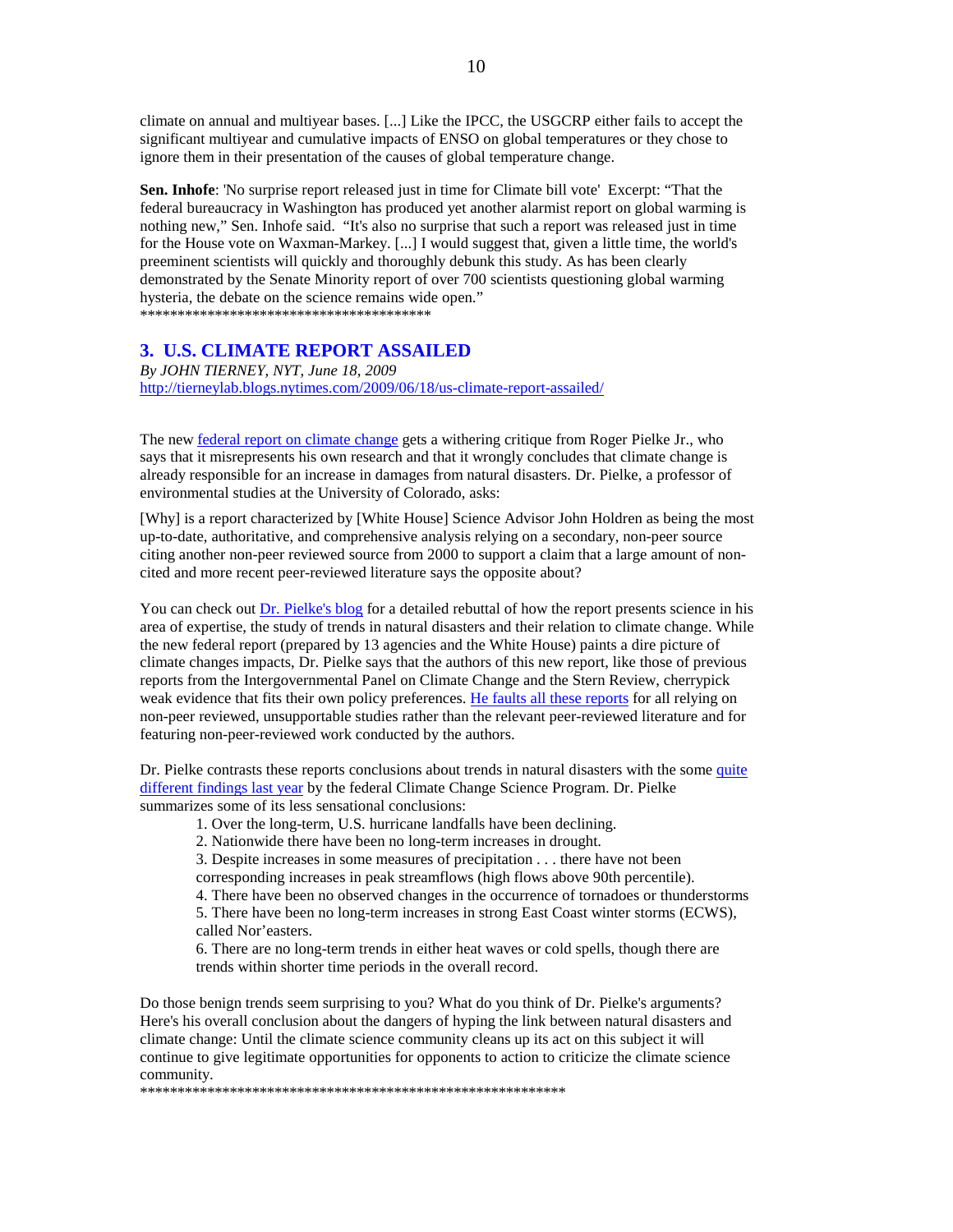climate on annual and multiyear bases. [...] Like the IPCC, the USGCRP either fails to accept the significant multiyear and cumulative impacts of ENSO on global temperatures or they chose to ignore them in their presentation of the causes of global temperature change.

**Sen. Inhofe**: 'No surprise report released just in time for Climate bill vote' Excerpt: "That the federal bureaucracy in Washington has produced yet another alarmist report on global warming is nothing new," Sen. Inhofe said. "It's also no surprise that such a report was released just in time for the House vote on Waxman-Markey. [...] I would suggest that, given a little time, the world's preeminent scientists will quickly and thoroughly debunk this study. As has been clearly demonstrated by the Senate Minority report of over 700 scientists questioning global warming hysteria, the debate on the science remains wide open."
****************************************

## 3. U.S. CLIMATE REPORT ASSAILED

*By JOHN TIERNEY, NYT, June 18, 2009*
http://tierneylab.blogs.nytimes.com/2009/06/18/us-climate-report-assailed/

The new federal report on climate change gets a withering critique from Roger Pielke Jr., who says that it misrepresents his own research and that it wrongly concludes that climate change is already responsible for an increase in damages from natural disasters. Dr. Pielke, a professor of environmental studies at the University of Colorado, asks:

[Why] is a report characterized by [White House] Science Advisor John Holdren as being the most up-to-date, authoritative, and comprehensive analysis relying on a secondary, non-peer source citing another non-peer reviewed source from 2000 to support a claim that a large amount of non-cited and more recent peer-reviewed literature says the opposite about?

You can check out Dr. Pielke's blog for a detailed rebuttal of how the report presents science in his area of expertise, the study of trends in natural disasters and their relation to climate change. While the new federal report (prepared by 13 agencies and the White House) paints a dire picture of climate changes impacts, Dr. Pielke says that the authors of this new report, like those of previous reports from the Intergovernmental Panel on Climate Change and the Stern Review, cherrypick weak evidence that fits their own policy preferences. He faults all these reports for all relying on non-peer reviewed, unsupportable studies rather than the relevant peer-reviewed literature and for featuring non-peer-reviewed work conducted by the authors.

Dr. Pielke contrasts these reports conclusions about trends in natural disasters with the some quite different findings last year by the federal Climate Change Science Program. Dr. Pielke summarizes some of its less sensational conclusions:

1. Over the long-term, U.S. hurricane landfalls have been declining.
2. Nationwide there have been no long-term increases in drought.
3. Despite increases in some measures of precipitation . . . there have not been corresponding increases in peak streamflows (high flows above 90th percentile).
4. There have been no observed changes in the occurrence of tornadoes or thunderstorms
5. There have been no long-term increases in strong East Coast winter storms (ECWS), called Nor'easters.
6. There are no long-term trends in either heat waves or cold spells, though there are trends within shorter time periods in the overall record.

Do those benign trends seem surprising to you? What do you think of Dr. Pielke's arguments? Here's his overall conclusion about the dangers of hyping the link between natural disasters and climate change: Until the climate science community cleans up its act on this subject it will continue to give legitimate opportunities for opponents to action to criticize the climate science community.
**********************************************************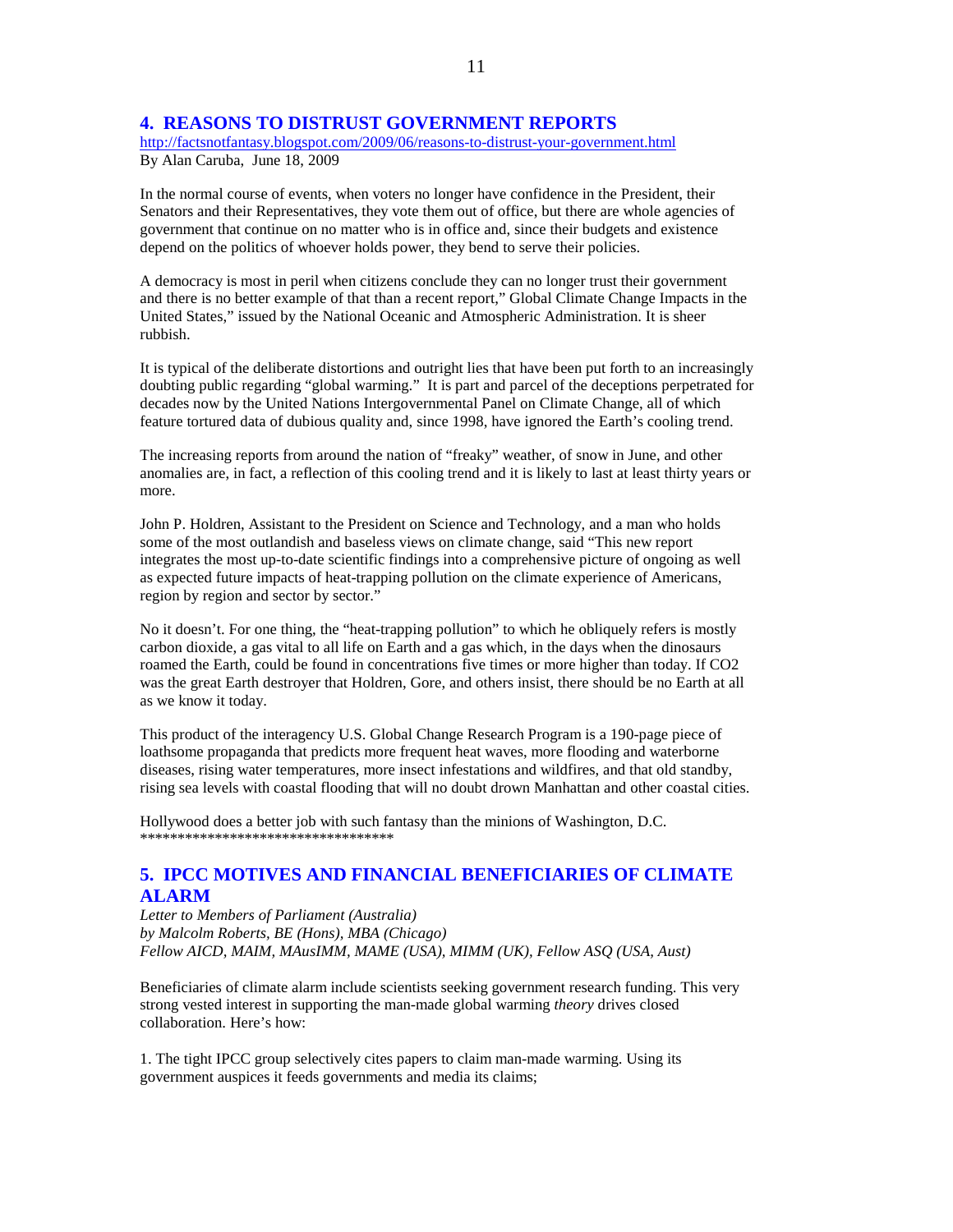## 4. REASONS TO DISTRUST GOVERNMENT REPORTS

http://factsnotfantasy.blogspot.com/2009/06/reasons-to-distrust-your-government.html
By Alan Caruba, June 18, 2009

In the normal course of events, when voters no longer have confidence in the President, their Senators and their Representatives, they vote them out of office, but there are whole agencies of government that continue on no matter who is in office and, since their budgets and existence depend on the politics of whoever holds power, they bend to serve their policies.

A democracy is most in peril when citizens conclude they can no longer trust their government and there is no better example of that than a recent report," Global Climate Change Impacts in the United States," issued by the National Oceanic and Atmospheric Administration. It is sheer rubbish.

It is typical of the deliberate distortions and outright lies that have been put forth to an increasingly doubting public regarding "global warming." It is part and parcel of the deceptions perpetrated for decades now by the United Nations Intergovernmental Panel on Climate Change, all of which feature tortured data of dubious quality and, since 1998, have ignored the Earth's cooling trend.

The increasing reports from around the nation of "freaky" weather, of snow in June, and other anomalies are, in fact, a reflection of this cooling trend and it is likely to last at least thirty years or more.

John P. Holdren, Assistant to the President on Science and Technology, and a man who holds some of the most outlandish and baseless views on climate change, said "This new report integrates the most up-to-date scientific findings into a comprehensive picture of ongoing as well as expected future impacts of heat-trapping pollution on the climate experience of Americans, region by region and sector by sector."

No it doesn't. For one thing, the "heat-trapping pollution" to which he obliquely refers is mostly carbon dioxide, a gas vital to all life on Earth and a gas which, in the days when the dinosaurs roamed the Earth, could be found in concentrations five times or more higher than today. If $CO_2$ was the great Earth destroyer that Holdren, Gore, and others insist, there should be no Earth at all as we know it today.

This product of the interagency U.S. Global Change Research Program is a 190-page piece of loathsome propaganda that predicts more frequent heat waves, more flooding and waterborne diseases, rising water temperatures, more insect infestations and wildfires, and that old standby, rising sea levels with coastal flooding that will no doubt drown Manhattan and other coastal cities.

Hollywood does a better job with such fantasy than the minions of Washington, D.C.
**********************************

## 5. IPCC MOTIVES AND FINANCIAL BENEFICIARIES OF CLIMATE ALARM

*Letter to Members of Parliament (Australia)*
*by Malcolm Roberts, BE (Hons), MBA (Chicago)*
*Fellow AICD, MAIM, MAusIMM, MAME (USA), MIMM (UK), Fellow ASQ (USA, Aust)*

Beneficiaries of climate alarm include scientists seeking government research funding. This very strong vested interest in supporting the man-made global warming *theory* drives closed collaboration. Here's how:

1. The tight IPCC group selectively cites papers to claim man-made warming. Using its government auspices it feeds governments and media its claims;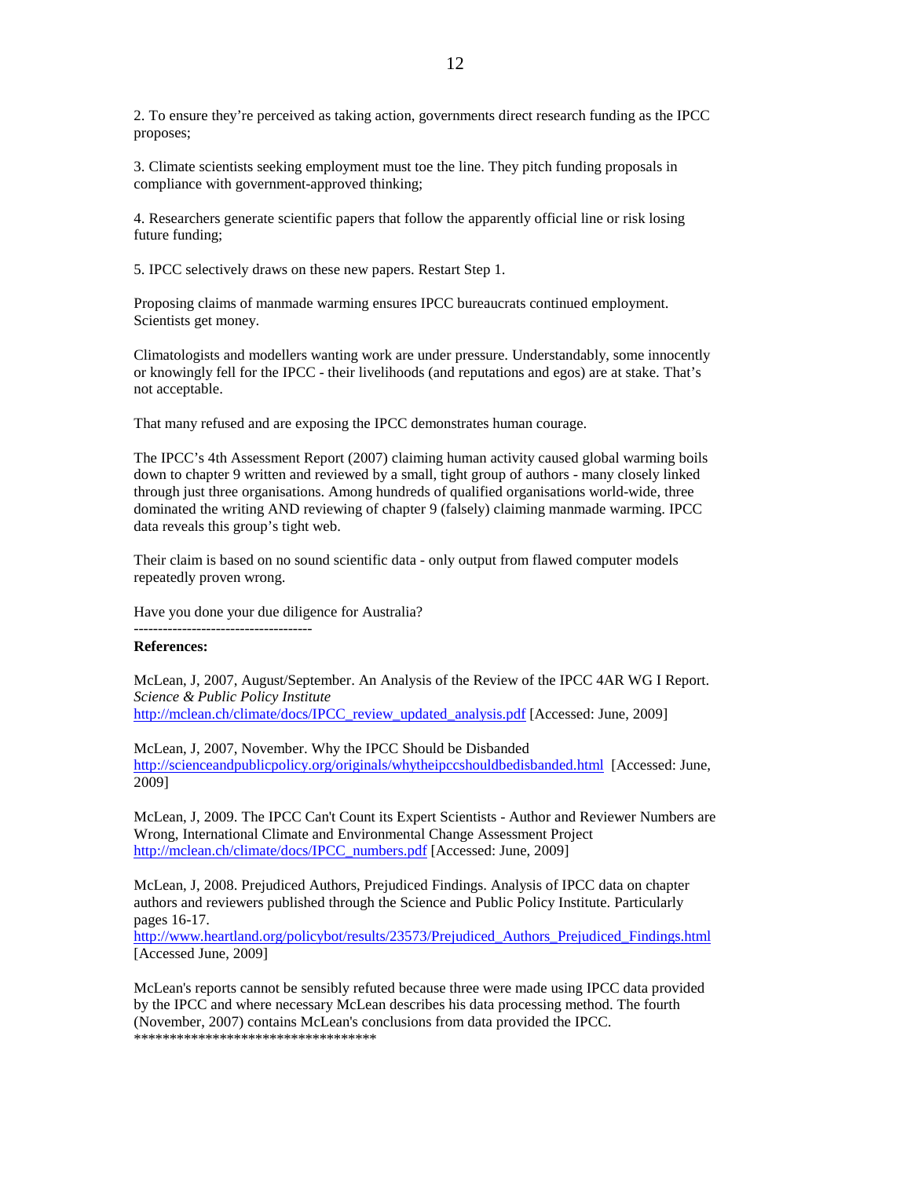2. To ensure they're perceived as taking action, governments direct research funding as the IPCC proposes;

3. Climate scientists seeking employment must toe the line. They pitch funding proposals in compliance with government-approved thinking;

4. Researchers generate scientific papers that follow the apparently official line or risk losing future funding;

5. IPCC selectively draws on these new papers. Restart Step 1.

Proposing claims of manmade warming ensures IPCC bureaucrats continued employment. Scientists get money.

Climatologists and modellers wanting work are under pressure. Understandably, some innocently or knowingly fell for the IPCC - their livelihoods (and reputations and egos) are at stake. That's not acceptable.

That many refused and are exposing the IPCC demonstrates human courage.

The IPCC's 4th Assessment Report (2007) claiming human activity caused global warming boils down to chapter 9 written and reviewed by a small, tight group of authors - many closely linked through just three organisations. Among hundreds of qualified organisations world-wide, three dominated the writing AND reviewing of chapter 9 (falsely) claiming manmade warming. IPCC data reveals this group's tight web.

Their claim is based on no sound scientific data - only output from flawed computer models repeatedly proven wrong.

Have you done your due diligence for Australia?

------------------------------------

**References:**

McLean, J, 2007, August/September. An Analysis of the Review of the IPCC 4AR WG I Report. *Science & Public Policy Institute*
http://mclean.ch/climate/docs/IPCC_review_updated_analysis.pdf [Accessed: June, 2009]

McLean, J, 2007, November. Why the IPCC Should be Disbanded
http://scienceandpublicpolicy.org/originals/whytheipccshouldbedisbanded.html [Accessed: June, 2009]

McLean, J, 2009. The IPCC Can't Count its Expert Scientists - Author and Reviewer Numbers are Wrong, International Climate and Environmental Change Assessment Project
http://mclean.ch/climate/docs/IPCC_numbers.pdf [Accessed: June, 2009]

McLean, J, 2008. Prejudiced Authors, Prejudiced Findings. Analysis of IPCC data on chapter authors and reviewers published through the Science and Public Policy Institute. Particularly pages 16-17.
http://www.heartland.org/policybot/results/23573/Prejudiced_Authors_Prejudiced_Findings.html [Accessed June, 2009]

McLean's reports cannot be sensibly refuted because three were made using IPCC data provided by the IPCC and where necessary McLean describes his data processing method. The fourth (November, 2007) contains McLean's conclusions from data provided the IPCC.

**********************************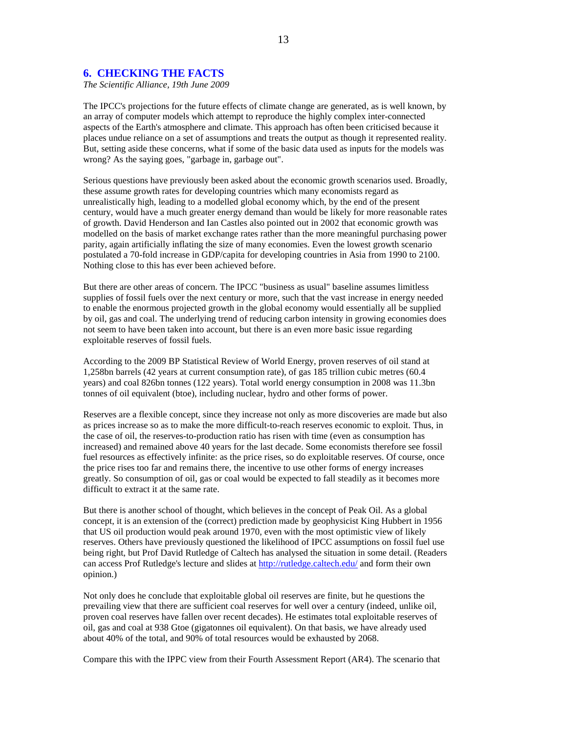## 6. CHECKING THE FACTS

*The Scientific Alliance, 19th June 2009*

The IPCC's projections for the future effects of climate change are generated, as is well known, by an array of computer models which attempt to reproduce the highly complex inter-connected aspects of the Earth's atmosphere and climate. This approach has often been criticised because it places undue reliance on a set of assumptions and treats the output as though it represented reality. But, setting aside these concerns, what if some of the basic data used as inputs for the models was wrong? As the saying goes, "garbage in, garbage out".

Serious questions have previously been asked about the economic growth scenarios used. Broadly, these assume growth rates for developing countries which many economists regard as unrealistically high, leading to a modelled global economy which, by the end of the present century, would have a much greater energy demand than would be likely for more reasonable rates of growth. David Henderson and Ian Castles also pointed out in 2002 that economic growth was modelled on the basis of market exchange rates rather than the more meaningful purchasing power parity, again artificially inflating the size of many economies. Even the lowest growth scenario postulated a 70-fold increase in GDP/capita for developing countries in Asia from 1990 to 2100. Nothing close to this has ever been achieved before.

But there are other areas of concern. The IPCC "business as usual" baseline assumes limitless supplies of fossil fuels over the next century or more, such that the vast increase in energy needed to enable the enormous projected growth in the global economy would essentially all be supplied by oil, gas and coal. The underlying trend of reducing carbon intensity in growing economies does not seem to have been taken into account, but there is an even more basic issue regarding exploitable reserves of fossil fuels.

According to the 2009 BP Statistical Review of World Energy, proven reserves of oil stand at 1,258bn barrels (42 years at current consumption rate), of gas 185 trillion cubic metres (60.4 years) and coal 826bn tonnes (122 years). Total world energy consumption in 2008 was 11.3bn tonnes of oil equivalent (btoe), including nuclear, hydro and other forms of power.

Reserves are a flexible concept, since they increase not only as more discoveries are made but also as prices increase so as to make the more difficult-to-reach reserves economic to exploit. Thus, in the case of oil, the reserves-to-production ratio has risen with time (even as consumption has increased) and remained above 40 years for the last decade. Some economists therefore see fossil fuel resources as effectively infinite: as the price rises, so do exploitable reserves. Of course, once the price rises too far and remains there, the incentive to use other forms of energy increases greatly. So consumption of oil, gas or coal would be expected to fall steadily as it becomes more difficult to extract it at the same rate.

But there is another school of thought, which believes in the concept of Peak Oil. As a global concept, it is an extension of the (correct) prediction made by geophysicist King Hubbert in 1956 that US oil production would peak around 1970, even with the most optimistic view of likely reserves. Others have previously questioned the likelihood of IPCC assumptions on fossil fuel use being right, but Prof David Rutledge of Caltech has analysed the situation in some detail. (Readers can access Prof Rutledge's lecture and slides at http://rutledge.caltech.edu/ and form their own opinion.)

Not only does he conclude that exploitable global oil reserves are finite, but he questions the prevailing view that there are sufficient coal reserves for well over a century (indeed, unlike oil, proven coal reserves have fallen over recent decades). He estimates total exploitable reserves of oil, gas and coal at 938 Gtoe (gigatonnes oil equivalent). On that basis, we have already used about 40% of the total, and 90% of total resources would be exhausted by 2068.

Compare this with the IPPC view from their Fourth Assessment Report (AR4). The scenario that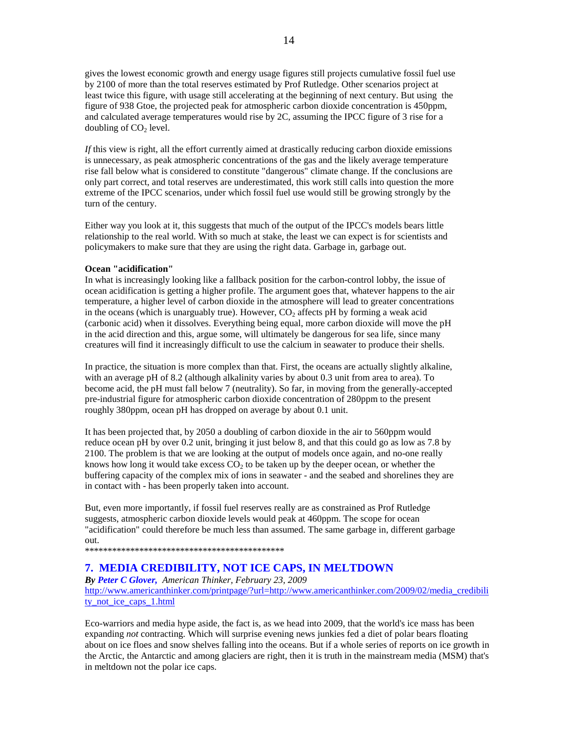gives the lowest economic growth and energy usage figures still projects cumulative fossil fuel use by 2100 of more than the total reserves estimated by Prof Rutledge. Other scenarios project at least twice this figure, with usage still accelerating at the beginning of next century. But using the figure of 938 Gtoe, the projected peak for atmospheric carbon dioxide concentration is 450ppm, and calculated average temperatures would rise by 2C, assuming the IPCC figure of 3 rise for a doubling of $CO_2$ level.

*If* this view is right, all the effort currently aimed at drastically reducing carbon dioxide emissions is unnecessary, as peak atmospheric concentrations of the gas and the likely average temperature rise fall below what is considered to constitute "dangerous" climate change. If the conclusions are only part correct, and total reserves are underestimated, this work still calls into question the more extreme of the IPCC scenarios, under which fossil fuel use would still be growing strongly by the turn of the century.

Either way you look at it, this suggests that much of the output of the IPCC's models bears little relationship to the real world. With so much at stake, the least we can expect is for scientists and policymakers to make sure that they are using the right data. Garbage in, garbage out.

**Ocean "acidification"**

In what is increasingly looking like a fallback position for the carbon-control lobby, the issue of ocean acidification is getting a higher profile. The argument goes that, whatever happens to the air temperature, a higher level of carbon dioxide in the atmosphere will lead to greater concentrations in the oceans (which is unarguably true). However, $CO_2$ affects pH by forming a weak acid (carbonic acid) when it dissolves. Everything being equal, more carbon dioxide will move the pH in the acid direction and this, argue some, will ultimately be dangerous for sea life, since many creatures will find it increasingly difficult to use the calcium in seawater to produce their shells.

In practice, the situation is more complex than that. First, the oceans are actually slightly alkaline, with an average pH of 8.2 (although alkalinity varies by about 0.3 unit from area to area). To become acid, the pH must fall below 7 (neutrality). So far, in moving from the generally-accepted pre-industrial figure for atmospheric carbon dioxide concentration of 280ppm to the present roughly 380ppm, ocean pH has dropped on average by about 0.1 unit.

It has been projected that, by 2050 a doubling of carbon dioxide in the air to 560ppm would reduce ocean pH by over 0.2 unit, bringing it just below 8, and that this could go as low as 7.8 by 2100. The problem is that we are looking at the output of models once again, and no-one really knows how long it would take excess $CO_2$ to be taken up by the deeper ocean, or whether the buffering capacity of the complex mix of ions in seawater - and the seabed and shorelines they are in contact with - has been properly taken into account.

But, even more importantly, if fossil fuel reserves really are as constrained as Prof Rutledge suggests, atmospheric carbon dioxide levels would peak at 460ppm. The scope for ocean "acidification" could therefore be much less than assumed. The same garbage in, different garbage out.

*********************************************

## 7. MEDIA CREDIBILITY, NOT ICE CAPS, IN MELTDOWN

***By Peter C Glover,** American Thinker, February 23, 2009*

http://www.americanthinker.com/printpage/?url=http://www.americanthinker.com/2009/02/media_credibility_not_ice_caps_1.html

Eco-warriors and media hype aside, the fact is, as we head into 2009, that the world's ice mass has been expanding *not* contracting. Which will surprise evening news junkies fed a diet of polar bears floating about on ice floes and snow shelves falling into the oceans. But if a whole series of reports on ice growth in the Arctic, the Antarctic and among glaciers are right, then it is truth in the mainstream media (MSM) that's in meltdown not the polar ice caps.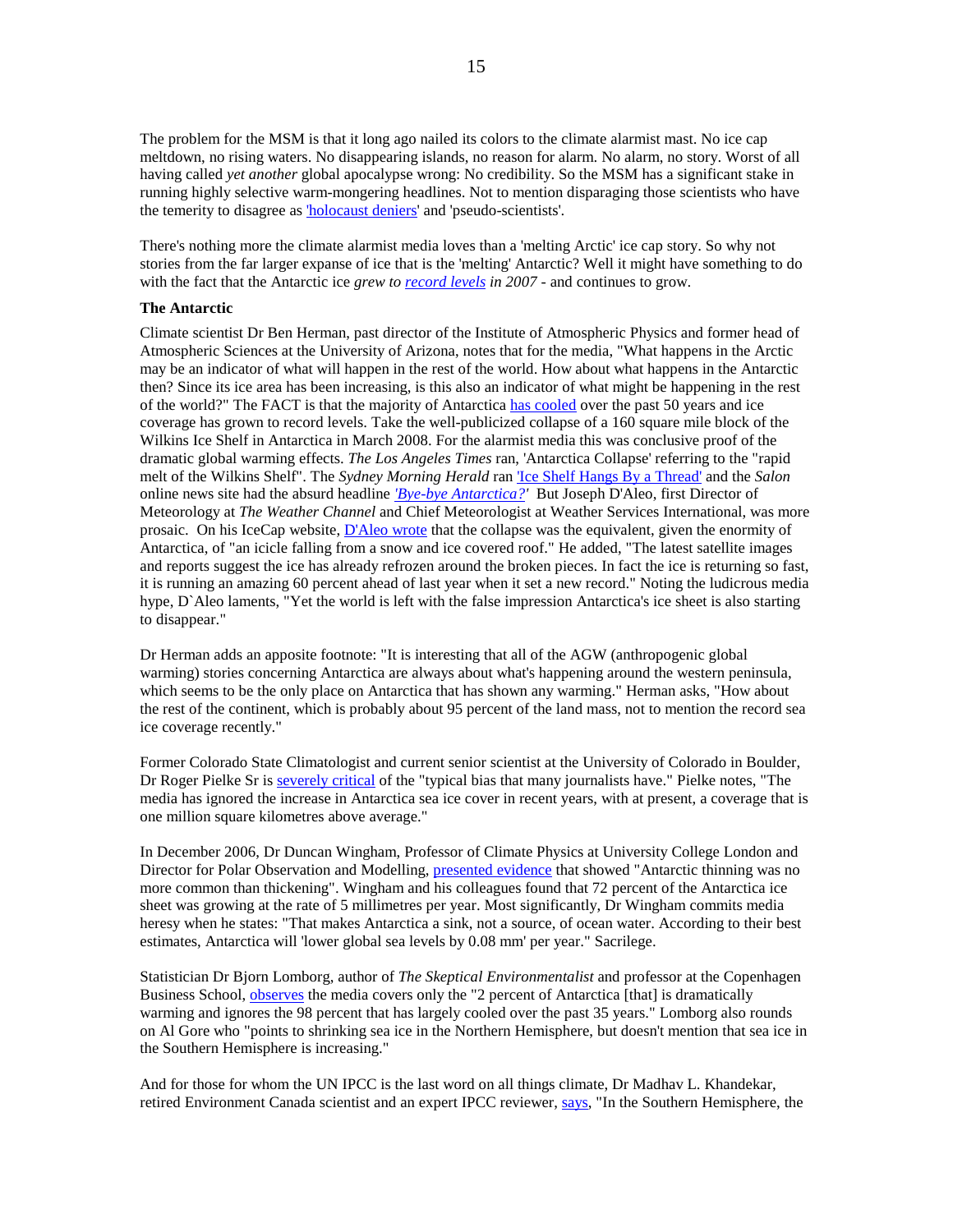The problem for the MSM is that it long ago nailed its colors to the climate alarmist mast. No ice cap meltdown, no rising waters. No disappearing islands, no reason for alarm. No alarm, no story. Worst of all having called *yet another* global apocalypse wrong: No credibility. So the MSM has a significant stake in running highly selective warm-mongering headlines. Not to mention disparaging those scientists who have the temerity to disagree as 'holocaust deniers' and 'pseudo-scientists'.

There's nothing more the climate alarmist media loves than a 'melting Arctic' ice cap story. So why not stories from the far larger expanse of ice that is the 'melting' Antarctic? Well it might have something to do with the fact that the Antarctic ice *grew to record levels in 2007* - and continues to grow.

**The Antarctic**

Climate scientist Dr Ben Herman, past director of the Institute of Atmospheric Physics and former head of Atmospheric Sciences at the University of Arizona, notes that for the media, "What happens in the Arctic may be an indicator of what will happen in the rest of the world. How about what happens in the Antarctic then? Since its ice area has been increasing, is this also an indicator of what might be happening in the rest of the world?" The FACT is that the majority of Antarctica has cooled over the past 50 years and ice coverage has grown to record levels. Take the well-publicized collapse of a 160 square mile block of the Wilkins Ice Shelf in Antarctica in March 2008. For the alarmist media this was conclusive proof of the dramatic global warming effects. *The Los Angeles Times* ran, 'Antarctica Collapse' referring to the "rapid melt of the Wilkins Shelf". The *Sydney Morning Herald* ran 'Ice Shelf Hangs By a Thread' and the *Salon* online news site had the absurd headline *'Bye-bye Antarctica?'* But Joseph D'Aleo, first Director of Meteorology at *The Weather Channel* and Chief Meteorologist at Weather Services International, was more prosaic. On his IceCap website, D'Aleo wrote that the collapse was the equivalent, given the enormity of Antarctica, of "an icicle falling from a snow and ice covered roof." He added, "The latest satellite images and reports suggest the ice has already refrozen around the broken pieces. In fact the ice is returning so fast, it is running an amazing 60 percent ahead of last year when it set a new record." Noting the ludicrous media hype, D`Aleo laments, "Yet the world is left with the false impression Antarctica's ice sheet is also starting to disappear."

Dr Herman adds an apposite footnote: "It is interesting that all of the AGW (anthropogenic global warming) stories concerning Antarctica are always about what's happening around the western peninsula, which seems to be the only place on Antarctica that has shown any warming." Herman asks, "How about the rest of the continent, which is probably about 95 percent of the land mass, not to mention the record sea ice coverage recently."

Former Colorado State Climatologist and current senior scientist at the University of Colorado in Boulder, Dr Roger Pielke Sr is severely critical of the "typical bias that many journalists have." Pielke notes, "The media has ignored the increase in Antarctica sea ice cover in recent years, with at present, a coverage that is one million square kilometres above average."

In December 2006, Dr Duncan Wingham, Professor of Climate Physics at University College London and Director for Polar Observation and Modelling, presented evidence that showed "Antarctic thinning was no more common than thickening". Wingham and his colleagues found that 72 percent of the Antarctica ice sheet was growing at the rate of 5 millimetres per year. Most significantly, Dr Wingham commits media heresy when he states: "That makes Antarctica a sink, not a source, of ocean water. According to their best estimates, Antarctica will 'lower global sea levels by 0.08 mm' per year." Sacrilege.

Statistician Dr Bjorn Lomborg, author of *The Skeptical Environmentalist* and professor at the Copenhagen Business School, observes the media covers only the "2 percent of Antarctica [that] is dramatically warming and ignores the 98 percent that has largely cooled over the past 35 years." Lomborg also rounds on Al Gore who "points to shrinking sea ice in the Northern Hemisphere, but doesn't mention that sea ice in the Southern Hemisphere is increasing."

And for those for whom the UN IPCC is the last word on all things climate, Dr Madhav L. Khandekar, retired Environment Canada scientist and an expert IPCC reviewer, says, "In the Southern Hemisphere, the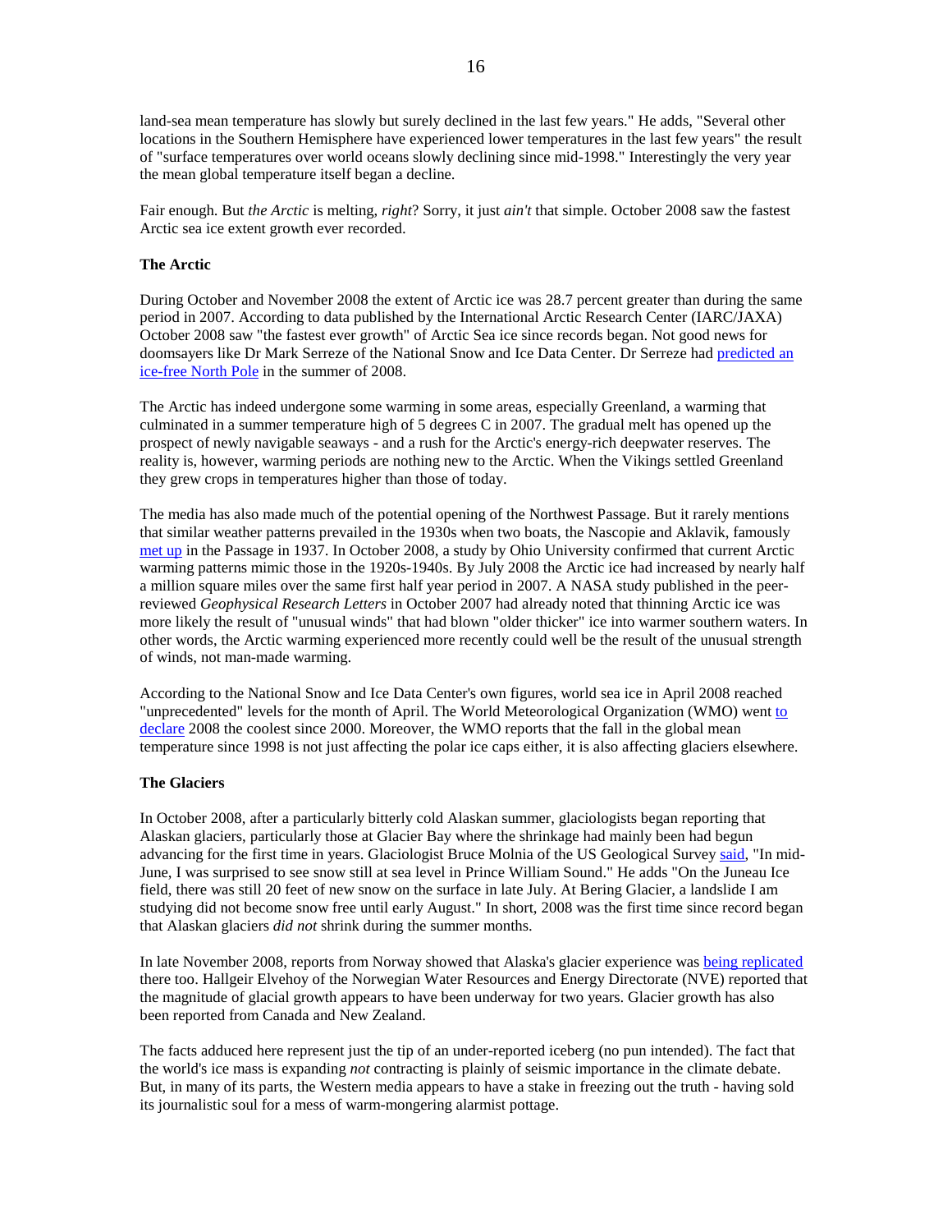land-sea mean temperature has slowly but surely declined in the last few years." He adds, "Several other locations in the Southern Hemisphere have experienced lower temperatures in the last few years" the result of "surface temperatures over world oceans slowly declining since mid-1998." Interestingly the very year the mean global temperature itself began a decline.

Fair enough. But *the Arctic* is melting, *right*? Sorry, it just *ain't* that simple. October 2008 saw the fastest Arctic sea ice extent growth ever recorded.

**The Arctic**

During October and November 2008 the extent of Arctic ice was 28.7 percent greater than during the same period in 2007. According to data published by the International Arctic Research Center (IARC/JAXA) October 2008 saw "the fastest ever growth" of Arctic Sea ice since records began. Not good news for doomsayers like Dr Mark Serreze of the National Snow and Ice Data Center. Dr Serreze had predicted an ice-free North Pole in the summer of 2008.

The Arctic has indeed undergone some warming in some areas, especially Greenland, a warming that culminated in a summer temperature high of 5 degrees C in 2007. The gradual melt has opened up the prospect of newly navigable seaways - and a rush for the Arctic's energy-rich deepwater reserves. The reality is, however, warming periods are nothing new to the Arctic. When the Vikings settled Greenland they grew crops in temperatures higher than those of today.

The media has also made much of the potential opening of the Northwest Passage. But it rarely mentions that similar weather patterns prevailed in the 1930s when two boats, the Nascopie and Aklavik, famously met up in the Passage in 1937. In October 2008, a study by Ohio University confirmed that current Arctic warming patterns mimic those in the 1920s-1940s. By July 2008 the Arctic ice had increased by nearly half a million square miles over the same first half year period in 2007. A NASA study published in the peer-reviewed *Geophysical Research Letters* in October 2007 had already noted that thinning Arctic ice was more likely the result of "unusual winds" that had blown "older thicker" ice into warmer southern waters. In other words, the Arctic warming experienced more recently could well be the result of the unusual strength of winds, not man-made warming.

According to the National Snow and Ice Data Center's own figures, world sea ice in April 2008 reached "unprecedented" levels for the month of April. The World Meteorological Organization (WMO) went to declare 2008 the coolest since 2000. Moreover, the WMO reports that the fall in the global mean temperature since 1998 is not just affecting the polar ice caps either, it is also affecting glaciers elsewhere.

**The Glaciers**

In October 2008, after a particularly bitterly cold Alaskan summer, glaciologists began reporting that Alaskan glaciers, particularly those at Glacier Bay where the shrinkage had mainly been had begun advancing for the first time in years. Glaciologist Bruce Molnia of the US Geological Survey said, "In mid-June, I was surprised to see snow still at sea level in Prince William Sound." He adds "On the Juneau Ice field, there was still 20 feet of new snow on the surface in late July. At Bering Glacier, a landslide I am studying did not become snow free until early August." In short, 2008 was the first time since record began that Alaskan glaciers *did not* shrink during the summer months.

In late November 2008, reports from Norway showed that Alaska's glacier experience was being replicated there too. Hallgeir Elvehoy of the Norwegian Water Resources and Energy Directorate (NVE) reported that the magnitude of glacial growth appears to have been underway for two years. Glacier growth has also been reported from Canada and New Zealand.

The facts adduced here represent just the tip of an under-reported iceberg (no pun intended). The fact that the world's ice mass is expanding *not* contracting is plainly of seismic importance in the climate debate. But, in many of its parts, the Western media appears to have a stake in freezing out the truth - having sold its journalistic soul for a mess of warm-mongering alarmist pottage.